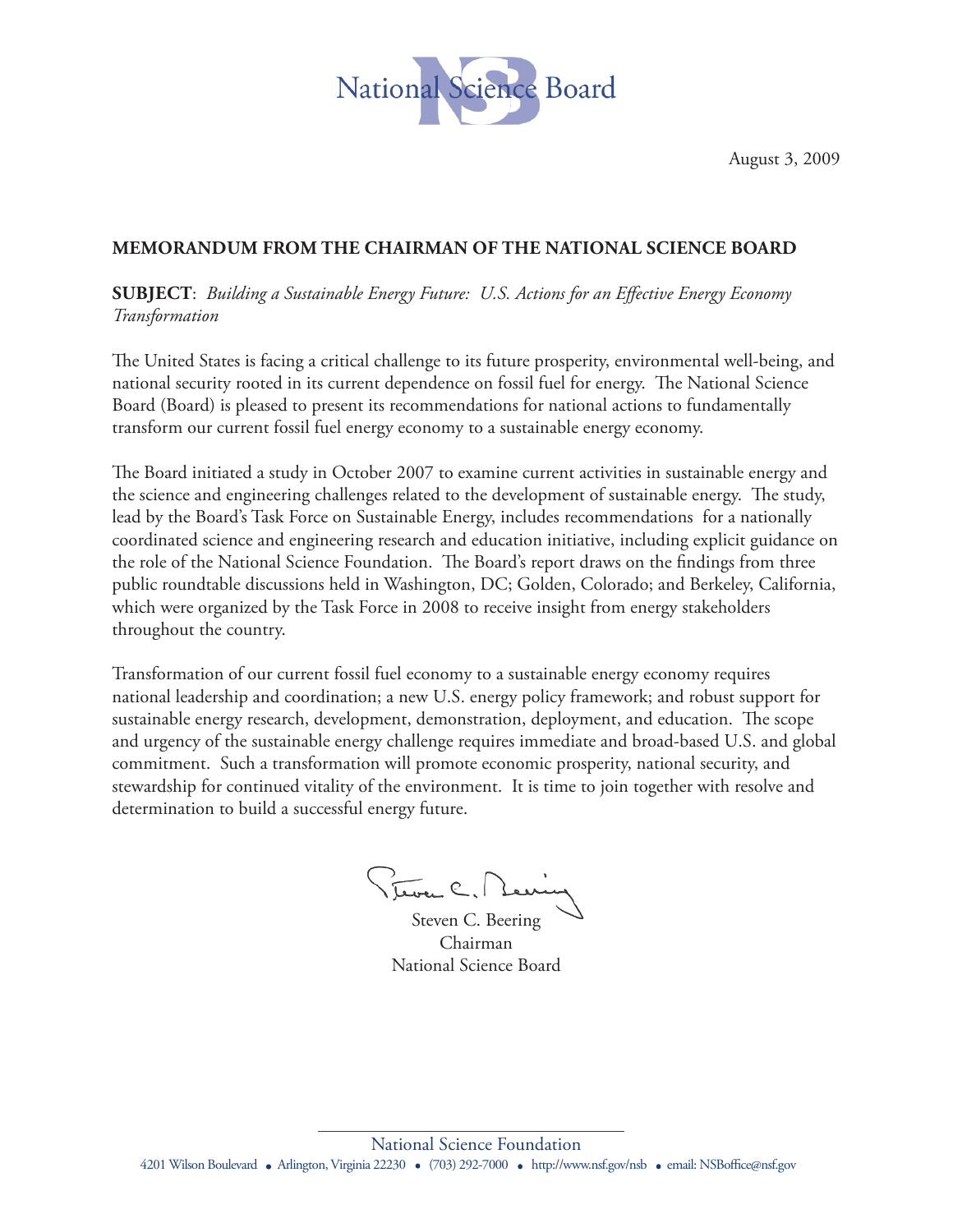National Science Board

August 3, 2009

**MEMORANDUM FROM THE CHAIRMAN OF THE NATIONAL SCIENCE BOARD**

**SUBJECT**: *Building a Sustainable Energy Future: U.S. Actions for an Effective Energy Economy Transformation*

The United States is facing a critical challenge to its future prosperity, environmental well-being, and national security rooted in its current dependence on fossil fuel for energy. The National Science Board (Board) is pleased to present its recommendations for national actions to fundamentally transform our current fossil fuel energy economy to a sustainable energy economy.

The Board initiated a study in October 2007 to examine current activities in sustainable energy and the science and engineering challenges related to the development of sustainable energy. The study, lead by the Board's Task Force on Sustainable Energy, includes recommendations for a nationally coordinated science and engineering research and education initiative, including explicit guidance on the role of the National Science Foundation. The Board's report draws on the findings from three public roundtable discussions held in Washington, DC; Golden, Colorado; and Berkeley, California, which were organized by the Task Force in 2008 to receive insight from energy stakeholders throughout the country.

Transformation of our current fossil fuel economy to a sustainable energy economy requires national leadership and coordination; a new U.S. energy policy framework; and robust support for sustainable energy research, development, demonstration, deployment, and education. The scope and urgency of the sustainable energy challenge requires immediate and broad-based U.S. and global commitment. Such a transformation will promote economic prosperity, national security, and stewardship for continued vitality of the environment. It is time to join together with resolve and determination to build a successful energy future.

Steven C. Beering
Chairman
National Science Board

National Science Foundation
4201 Wilson Boulevard • Arlington, Virginia 22230 • (703) 292-7000 • http://www.nsf.gov/nsb • email: NSBoffice@nsf.gov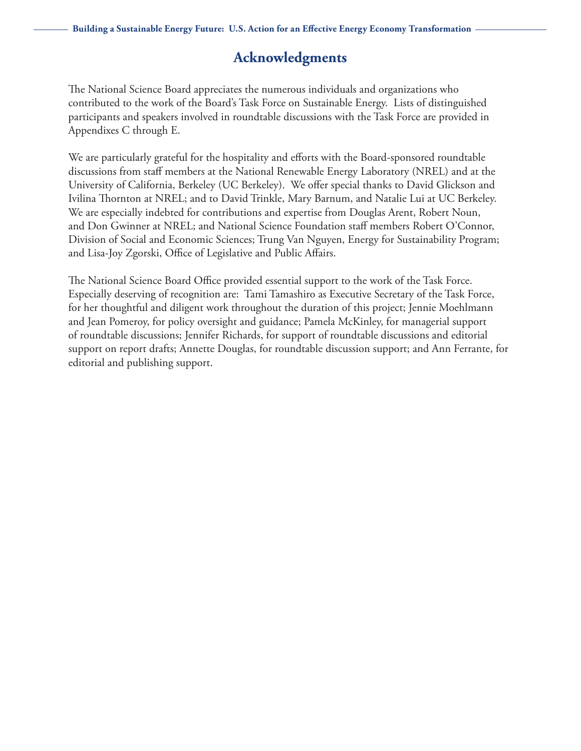# Acknowledgments

The National Science Board appreciates the numerous individuals and organizations who contributed to the work of the Board's Task Force on Sustainable Energy. Lists of distinguished participants and speakers involved in roundtable discussions with the Task Force are provided in Appendixes C through E.

We are particularly grateful for the hospitality and efforts with the Board-sponsored roundtable discussions from staff members at the National Renewable Energy Laboratory (NREL) and at the University of California, Berkeley (UC Berkeley). We offer special thanks to David Glickson and Ivilina Thornton at NREL; and to David Trinkle, Mary Barnum, and Natalie Lui at UC Berkeley. We are especially indebted for contributions and expertise from Douglas Arent, Robert Noun, and Don Gwinner at NREL; and National Science Foundation staff members Robert O'Connor, Division of Social and Economic Sciences; Trung Van Nguyen, Energy for Sustainability Program; and Lisa-Joy Zgorski, Office of Legislative and Public Affairs.

The National Science Board Office provided essential support to the work of the Task Force. Especially deserving of recognition are: Tami Tamashiro as Executive Secretary of the Task Force, for her thoughtful and diligent work throughout the duration of this project; Jennie Moehlmann and Jean Pomeroy, for policy oversight and guidance; Pamela McKinley, for managerial support of roundtable discussions; Jennifer Richards, for support of roundtable discussions and editorial support on report drafts; Annette Douglas, for roundtable discussion support; and Ann Ferrante, for editorial and publishing support.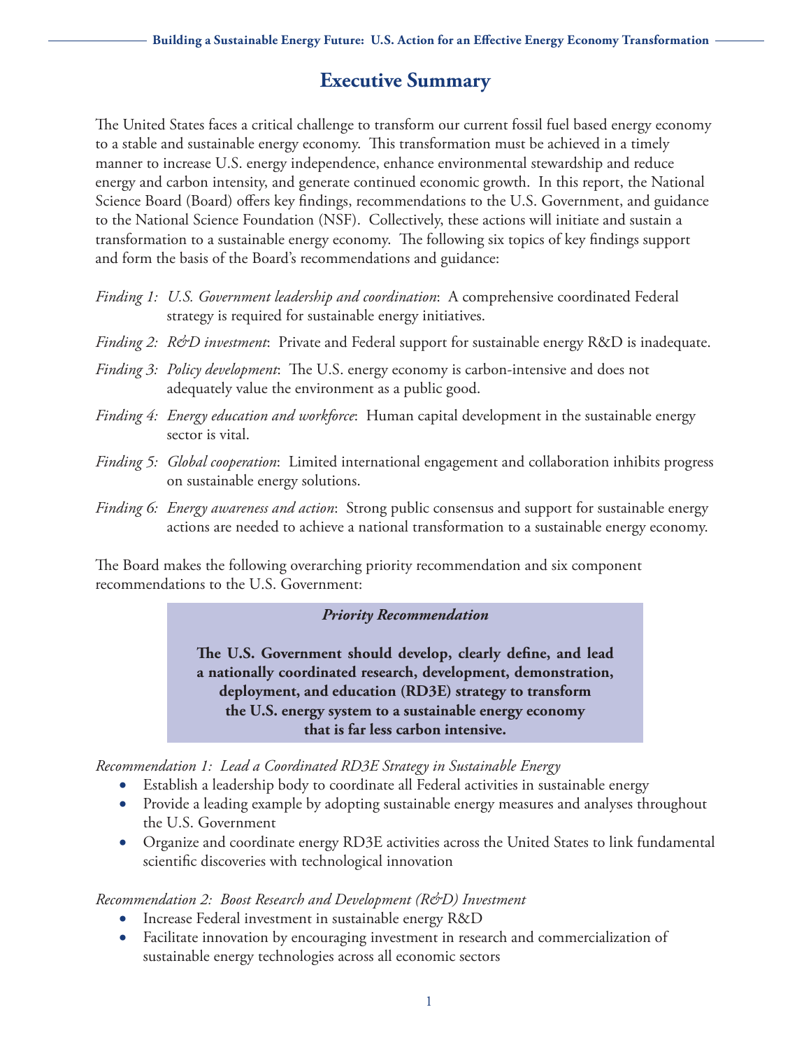# Executive Summary

The United States faces a critical challenge to transform our current fossil fuel based energy economy to a stable and sustainable energy economy. This transformation must be achieved in a timely manner to increase U.S. energy independence, enhance environmental stewardship and reduce energy and carbon intensity, and generate continued economic growth. In this report, the National Science Board (Board) offers key findings, recommendations to the U.S. Government, and guidance to the National Science Foundation (NSF). Collectively, these actions will initiate and sustain a transformation to a sustainable energy economy. The following six topics of key findings support and form the basis of the Board's recommendations and guidance:

*Finding 1:* *U.S. Government leadership and coordination*: A comprehensive coordinated Federal strategy is required for sustainable energy initiatives.

*Finding 2:* *R&D investment*: Private and Federal support for sustainable energy R&D is inadequate.

*Finding 3:* *Policy development*: The U.S. energy economy is carbon-intensive and does not adequately value the environment as a public good.

*Finding 4:* *Energy education and workforce*: Human capital development in the sustainable energy sector is vital.

*Finding 5:* *Global cooperation*: Limited international engagement and collaboration inhibits progress on sustainable energy solutions.

*Finding 6:* *Energy awareness and action*: Strong public consensus and support for sustainable energy actions are needed to achieve a national transformation to a sustainable energy economy.

The Board makes the following overarching priority recommendation and six component recommendations to the U.S. Government:

> ***Priority Recommendation***
>
> **The U.S. Government should develop, clearly define, and lead a nationally coordinated research, development, demonstration, deployment, and education (RD3E) strategy to transform the U.S. energy system to a sustainable energy economy that is far less carbon intensive.**

*Recommendation 1: Lead a Coordinated RD3E Strategy in Sustainable Energy*

- Establish a leadership body to coordinate all Federal activities in sustainable energy
- Provide a leading example by adopting sustainable energy measures and analyses throughout the U.S. Government
- Organize and coordinate energy RD3E activities across the United States to link fundamental scientific discoveries with technological innovation

*Recommendation 2: Boost Research and Development (R&D) Investment*

- Increase Federal investment in sustainable energy R&D
- Facilitate innovation by encouraging investment in research and commercialization of sustainable energy technologies across all economic sectors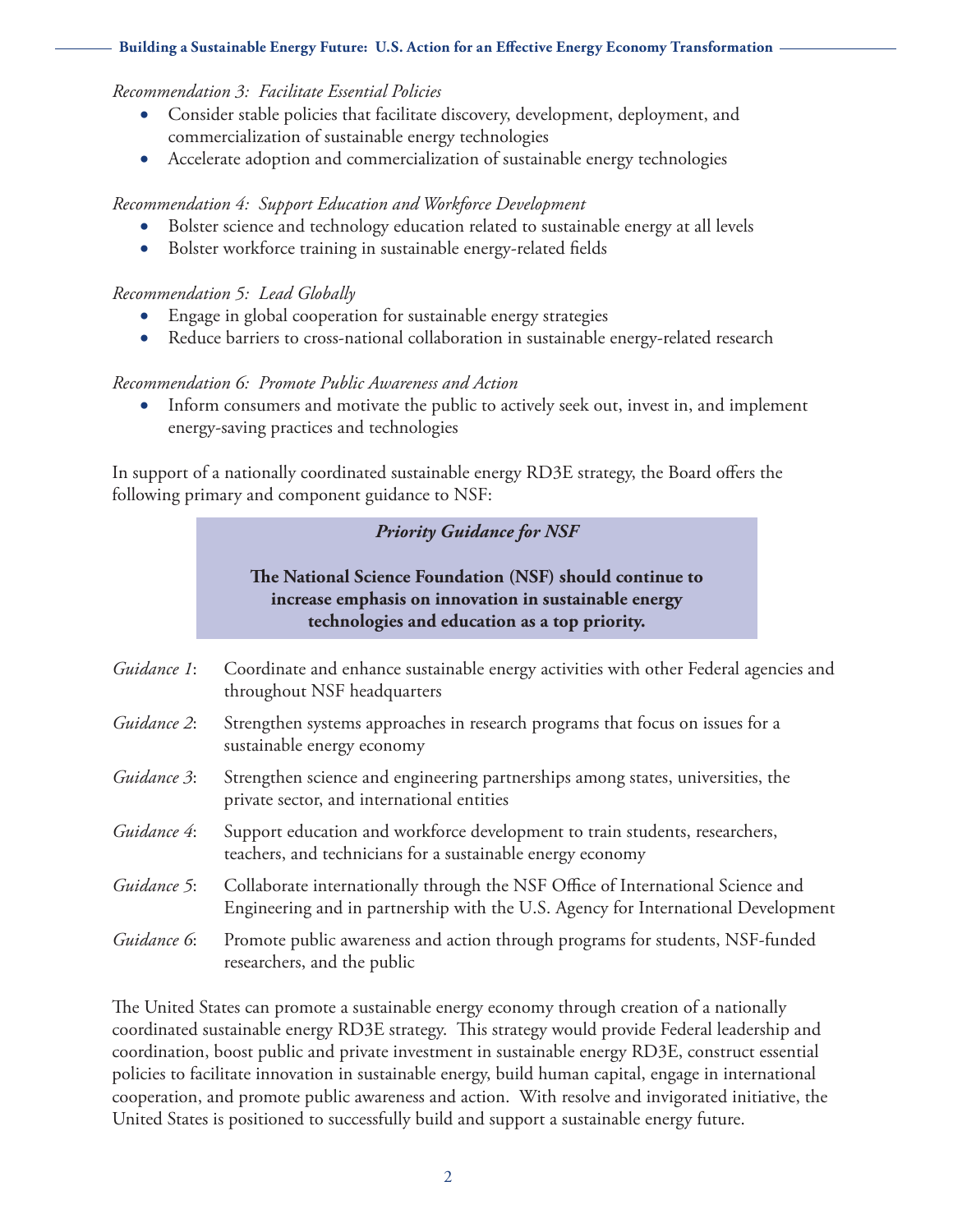*Recommendation 3: Facilitate Essential Policies*

- Consider stable policies that facilitate discovery, development, deployment, and commercialization of sustainable energy technologies
- Accelerate adoption and commercialization of sustainable energy technologies

*Recommendation 4: Support Education and Workforce Development*

- Bolster science and technology education related to sustainable energy at all levels
- Bolster workforce training in sustainable energy-related fields

*Recommendation 5: Lead Globally*

- Engage in global cooperation for sustainable energy strategies
- Reduce barriers to cross-national collaboration in sustainable energy-related research

*Recommendation 6: Promote Public Awareness and Action*

- Inform consumers and motivate the public to actively seek out, invest in, and implement energy-saving practices and technologies

In support of a nationally coordinated sustainable energy RD3E strategy, the Board offers the following primary and component guidance to NSF:

***Priority Guidance for NSF***

**The National Science Foundation (NSF) should continue to increase emphasis on innovation in sustainable energy technologies and education as a top priority.**

*Guidance 1*: Coordinate and enhance sustainable energy activities with other Federal agencies and throughout NSF headquarters

*Guidance 2*: Strengthen systems approaches in research programs that focus on issues for a sustainable energy economy

*Guidance 3*: Strengthen science and engineering partnerships among states, universities, the private sector, and international entities

*Guidance 4*: Support education and workforce development to train students, researchers, teachers, and technicians for a sustainable energy economy

*Guidance 5*: Collaborate internationally through the NSF Office of International Science and Engineering and in partnership with the U.S. Agency for International Development

*Guidance 6*: Promote public awareness and action through programs for students, NSF-funded researchers, and the public

The United States can promote a sustainable energy economy through creation of a nationally coordinated sustainable energy RD3E strategy. This strategy would provide Federal leadership and coordination, boost public and private investment in sustainable energy RD3E, construct essential policies to facilitate innovation in sustainable energy, build human capital, engage in international cooperation, and promote public awareness and action. With resolve and invigorated initiative, the United States is positioned to successfully build and support a sustainable energy future.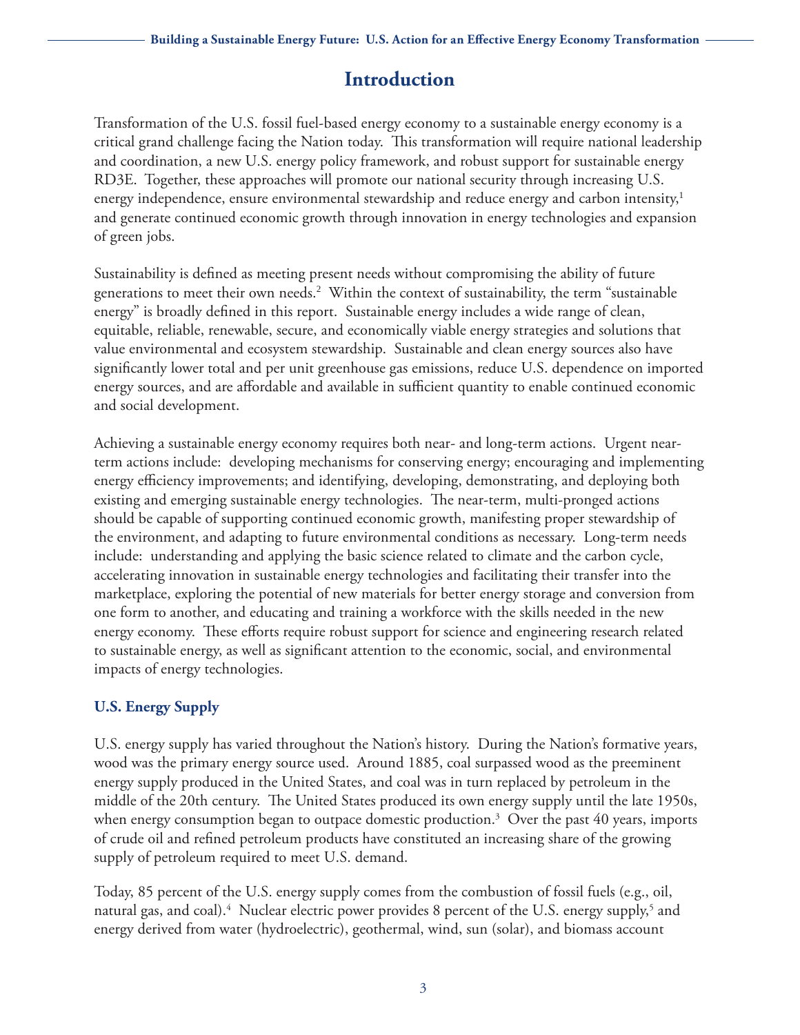# Introduction

Transformation of the U.S. fossil fuel-based energy economy to a sustainable energy economy is a critical grand challenge facing the Nation today. This transformation will require national leadership and coordination, a new U.S. energy policy framework, and robust support for sustainable energy RD3E. Together, these approaches will promote our national security through increasing U.S. energy independence, ensure environmental stewardship and reduce energy and carbon intensity,[1] and generate continued economic growth through innovation in energy technologies and expansion of green jobs.

Sustainability is defined as meeting present needs without compromising the ability of future generations to meet their own needs.[2] Within the context of sustainability, the term "sustainable energy" is broadly defined in this report. Sustainable energy includes a wide range of clean, equitable, reliable, renewable, secure, and economically viable energy strategies and solutions that value environmental and ecosystem stewardship. Sustainable and clean energy sources also have significantly lower total and per unit greenhouse gas emissions, reduce U.S. dependence on imported energy sources, and are affordable and available in sufficient quantity to enable continued economic and social development.

Achieving a sustainable energy economy requires both near- and long-term actions. Urgent near-term actions include: developing mechanisms for conserving energy; encouraging and implementing energy efficiency improvements; and identifying, developing, demonstrating, and deploying both existing and emerging sustainable energy technologies. The near-term, multi-pronged actions should be capable of supporting continued economic growth, manifesting proper stewardship of the environment, and adapting to future environmental conditions as necessary. Long-term needs include: understanding and applying the basic science related to climate and the carbon cycle, accelerating innovation in sustainable energy technologies and facilitating their transfer into the marketplace, exploring the potential of new materials for better energy storage and conversion from one form to another, and educating and training a workforce with the skills needed in the new energy economy. These efforts require robust support for science and engineering research related to sustainable energy, as well as significant attention to the economic, social, and environmental impacts of energy technologies.

## U.S. Energy Supply

U.S. energy supply has varied throughout the Nation's history. During the Nation's formative years, wood was the primary energy source used. Around 1885, coal surpassed wood as the preeminent energy supply produced in the United States, and coal was in turn replaced by petroleum in the middle of the 20th century. The United States produced its own energy supply until the late 1950s, when energy consumption began to outpace domestic production.[3] Over the past 40 years, imports of crude oil and refined petroleum products have constituted an increasing share of the growing supply of petroleum required to meet U.S. demand.

Today, 85 percent of the U.S. energy supply comes from the combustion of fossil fuels (e.g., oil, natural gas, and coal).[4] Nuclear electric power provides 8 percent of the U.S. energy supply,[5] and energy derived from water (hydroelectric), geothermal, wind, sun (solar), and biomass account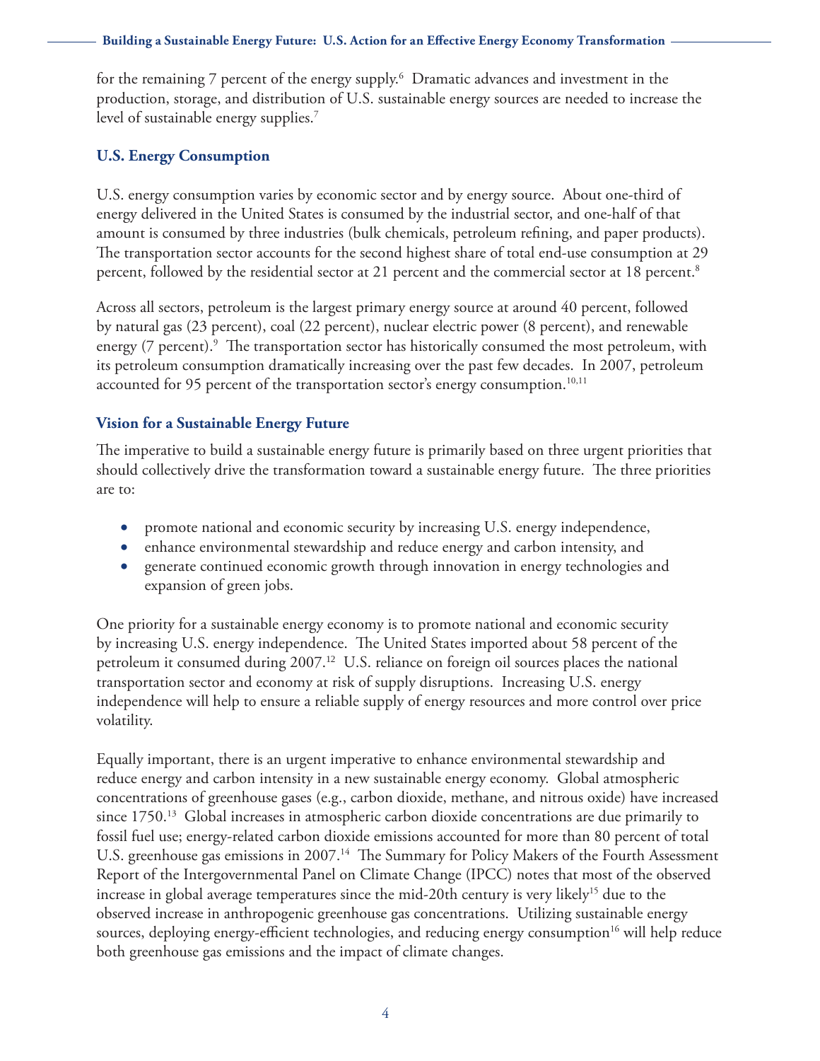for the remaining 7 percent of the energy supply.[6] Dramatic advances and investment in the production, storage, and distribution of U.S. sustainable energy sources are needed to increase the level of sustainable energy supplies.[7]

### U.S. Energy Consumption

U.S. energy consumption varies by economic sector and by energy source. About one-third of energy delivered in the United States is consumed by the industrial sector, and one-half of that amount is consumed by three industries (bulk chemicals, petroleum refining, and paper products). The transportation sector accounts for the second highest share of total end-use consumption at 29 percent, followed by the residential sector at 21 percent and the commercial sector at 18 percent.[8]

Across all sectors, petroleum is the largest primary energy source at around 40 percent, followed by natural gas (23 percent), coal (22 percent), nuclear electric power (8 percent), and renewable energy (7 percent).[9] The transportation sector has historically consumed the most petroleum, with its petroleum consumption dramatically increasing over the past few decades. In 2007, petroleum accounted for 95 percent of the transportation sector's energy consumption.[10,11]

### Vision for a Sustainable Energy Future

The imperative to build a sustainable energy future is primarily based on three urgent priorities that should collectively drive the transformation toward a sustainable energy future. The three priorities are to:

- promote national and economic security by increasing U.S. energy independence,
- enhance environmental stewardship and reduce energy and carbon intensity, and
- generate continued economic growth through innovation in energy technologies and expansion of green jobs.

One priority for a sustainable energy economy is to promote national and economic security by increasing U.S. energy independence. The United States imported about 58 percent of the petroleum it consumed during 2007.[12] U.S. reliance on foreign oil sources places the national transportation sector and economy at risk of supply disruptions. Increasing U.S. energy independence will help to ensure a reliable supply of energy resources and more control over price volatility.

Equally important, there is an urgent imperative to enhance environmental stewardship and reduce energy and carbon intensity in a new sustainable energy economy. Global atmospheric concentrations of greenhouse gases (e.g., carbon dioxide, methane, and nitrous oxide) have increased since 1750.[13] Global increases in atmospheric carbon dioxide concentrations are due primarily to fossil fuel use; energy-related carbon dioxide emissions accounted for more than 80 percent of total U.S. greenhouse gas emissions in 2007.[14] The Summary for Policy Makers of the Fourth Assessment Report of the Intergovernmental Panel on Climate Change (IPCC) notes that most of the observed increase in global average temperatures since the mid-20th century is very likely[15] due to the observed increase in anthropogenic greenhouse gas concentrations. Utilizing sustainable energy sources, deploying energy-efficient technologies, and reducing energy consumption[16] will help reduce both greenhouse gas emissions and the impact of climate changes.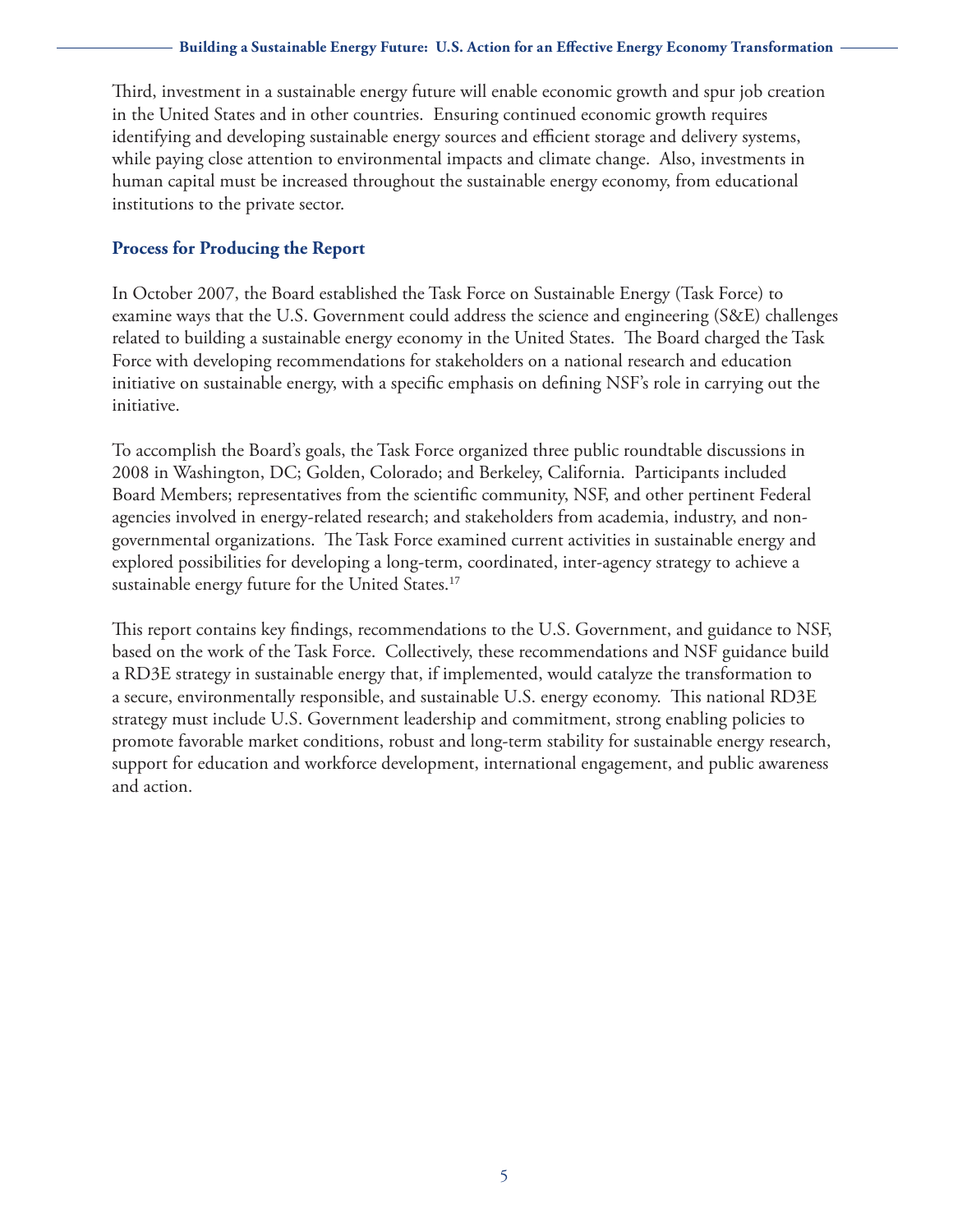Third, investment in a sustainable energy future will enable economic growth and spur job creation in the United States and in other countries. Ensuring continued economic growth requires identifying and developing sustainable energy sources and efficient storage and delivery systems, while paying close attention to environmental impacts and climate change. Also, investments in human capital must be increased throughout the sustainable energy economy, from educational institutions to the private sector.

### Process for Producing the Report

In October 2007, the Board established the Task Force on Sustainable Energy (Task Force) to examine ways that the U.S. Government could address the science and engineering (S&E) challenges related to building a sustainable energy economy in the United States. The Board charged the Task Force with developing recommendations for stakeholders on a national research and education initiative on sustainable energy, with a specific emphasis on defining NSF's role in carrying out the initiative.

To accomplish the Board's goals, the Task Force organized three public roundtable discussions in 2008 in Washington, DC; Golden, Colorado; and Berkeley, California. Participants included Board Members; representatives from the scientific community, NSF, and other pertinent Federal agencies involved in energy-related research; and stakeholders from academia, industry, and non-governmental organizations. The Task Force examined current activities in sustainable energy and explored possibilities for developing a long-term, coordinated, inter-agency strategy to achieve a sustainable energy future for the United States.[17]

This report contains key findings, recommendations to the U.S. Government, and guidance to NSF, based on the work of the Task Force. Collectively, these recommendations and NSF guidance build a RD3E strategy in sustainable energy that, if implemented, would catalyze the transformation to a secure, environmentally responsible, and sustainable U.S. energy economy. This national RD3E strategy must include U.S. Government leadership and commitment, strong enabling policies to promote favorable market conditions, robust and long-term stability for sustainable energy research, support for education and workforce development, international engagement, and public awareness and action.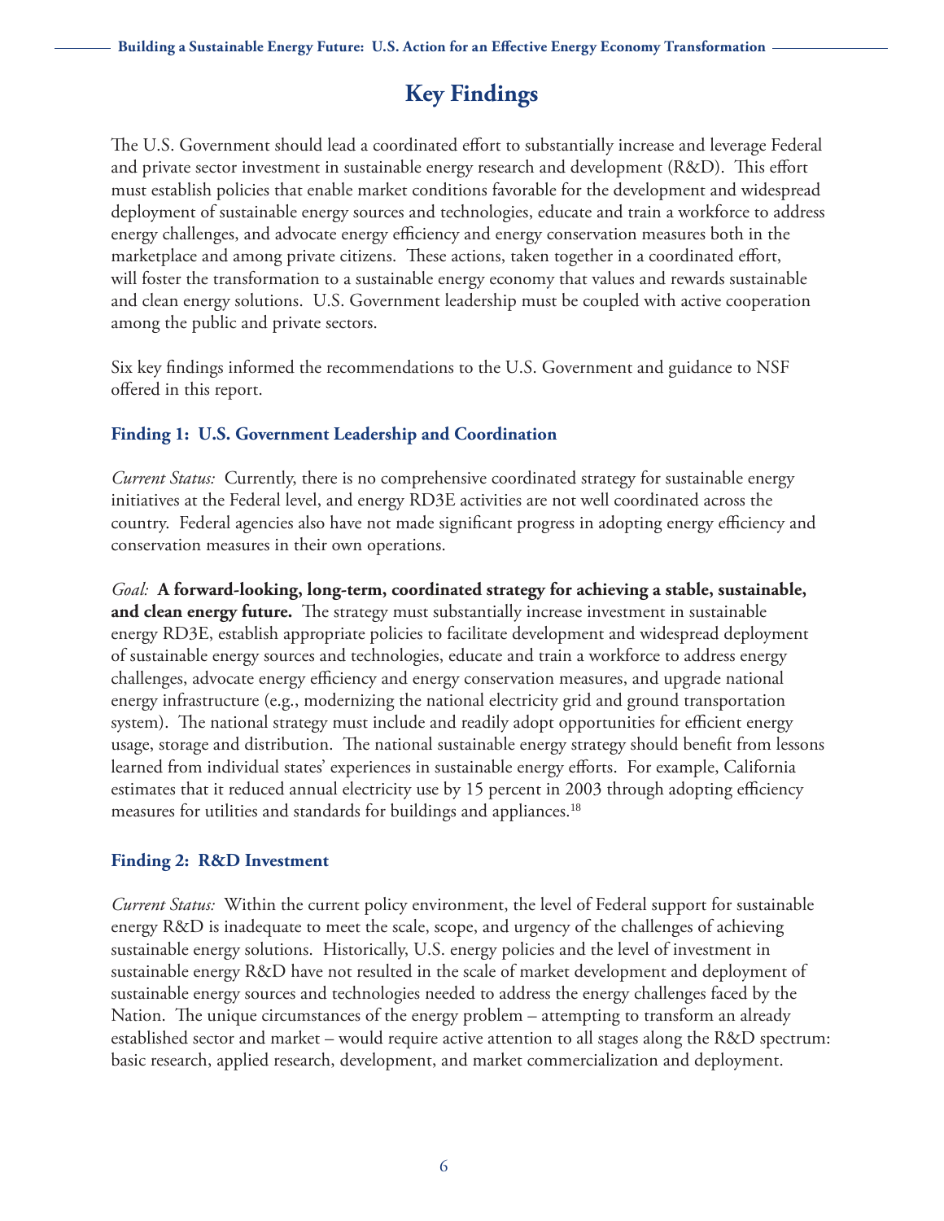# Key Findings

The U.S. Government should lead a coordinated effort to substantially increase and leverage Federal and private sector investment in sustainable energy research and development (R&D). This effort must establish policies that enable market conditions favorable for the development and widespread deployment of sustainable energy sources and technologies, educate and train a workforce to address energy challenges, and advocate energy efficiency and energy conservation measures both in the marketplace and among private citizens. These actions, taken together in a coordinated effort, will foster the transformation to a sustainable energy economy that values and rewards sustainable and clean energy solutions. U.S. Government leadership must be coupled with active cooperation among the public and private sectors.

Six key findings informed the recommendations to the U.S. Government and guidance to NSF offered in this report.

### Finding 1: U.S. Government Leadership and Coordination

*Current Status:* Currently, there is no comprehensive coordinated strategy for sustainable energy initiatives at the Federal level, and energy RD3E activities are not well coordinated across the country. Federal agencies also have not made significant progress in adopting energy efficiency and conservation measures in their own operations.

*Goal:* **A forward-looking, long-term, coordinated strategy for achieving a stable, sustainable, and clean energy future.** The strategy must substantially increase investment in sustainable energy RD3E, establish appropriate policies to facilitate development and widespread deployment of sustainable energy sources and technologies, educate and train a workforce to address energy challenges, advocate energy efficiency and energy conservation measures, and upgrade national energy infrastructure (e.g., modernizing the national electricity grid and ground transportation system). The national strategy must include and readily adopt opportunities for efficient energy usage, storage and distribution. The national sustainable energy strategy should benefit from lessons learned from individual states' experiences in sustainable energy efforts. For example, California estimates that it reduced annual electricity use by 15 percent in 2003 through adopting efficiency measures for utilities and standards for buildings and appliances.[18]

### Finding 2: R&D Investment

*Current Status:* Within the current policy environment, the level of Federal support for sustainable energy R&D is inadequate to meet the scale, scope, and urgency of the challenges of achieving sustainable energy solutions. Historically, U.S. energy policies and the level of investment in sustainable energy R&D have not resulted in the scale of market development and deployment of sustainable energy sources and technologies needed to address the energy challenges faced by the Nation. The unique circumstances of the energy problem – attempting to transform an already established sector and market – would require active attention to all stages along the R&D spectrum: basic research, applied research, development, and market commercialization and deployment.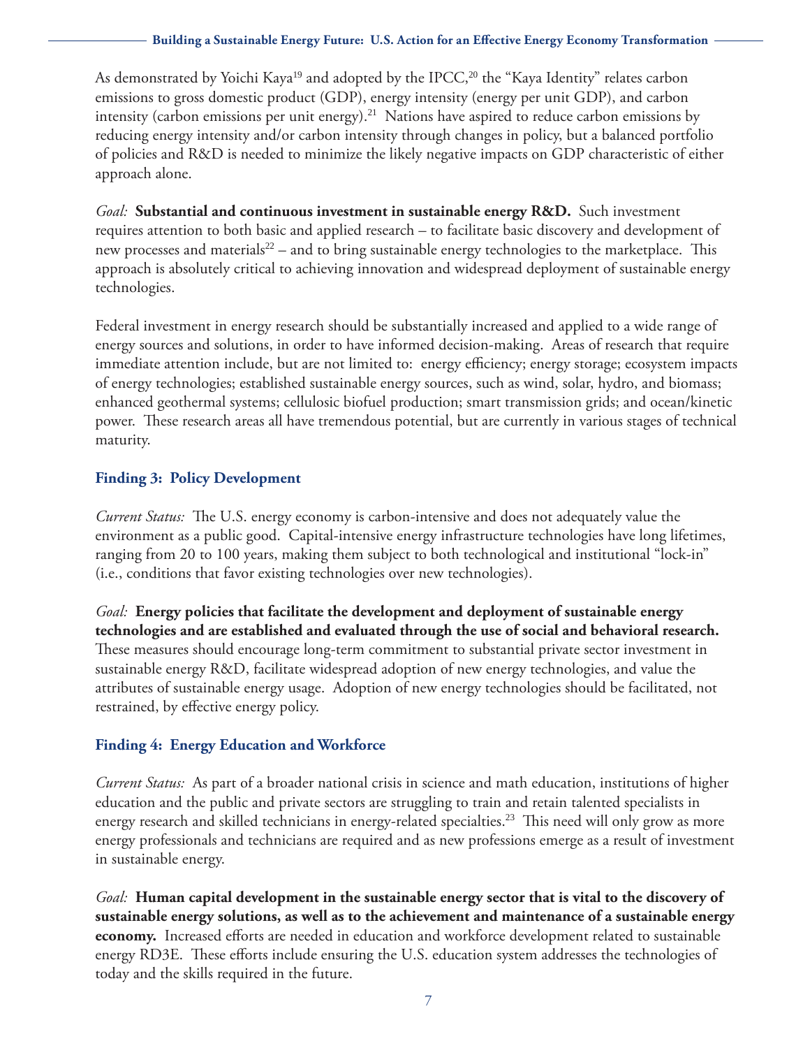As demonstrated by Yoichi Kaya[19] and adopted by the IPCC,[20] the "Kaya Identity" relates carbon emissions to gross domestic product (GDP), energy intensity (energy per unit GDP), and carbon intensity (carbon emissions per unit energy).[21] Nations have aspired to reduce carbon emissions by reducing energy intensity and/or carbon intensity through changes in policy, but a balanced portfolio of policies and R&D is needed to minimize the likely negative impacts on GDP characteristic of either approach alone.

*Goal:* **Substantial and continuous investment in sustainable energy R&D.** Such investment requires attention to both basic and applied research – to facilitate basic discovery and development of new processes and materials[22] – and to bring sustainable energy technologies to the marketplace. This approach is absolutely critical to achieving innovation and widespread deployment of sustainable energy technologies.

Federal investment in energy research should be substantially increased and applied to a wide range of energy sources and solutions, in order to have informed decision-making. Areas of research that require immediate attention include, but are not limited to: energy efficiency; energy storage; ecosystem impacts of energy technologies; established sustainable energy sources, such as wind, solar, hydro, and biomass; enhanced geothermal systems; cellulosic biofuel production; smart transmission grids; and ocean/kinetic power. These research areas all have tremendous potential, but are currently in various stages of technical maturity.

### Finding 3: Policy Development

*Current Status:* The U.S. energy economy is carbon-intensive and does not adequately value the environment as a public good. Capital-intensive energy infrastructure technologies have long lifetimes, ranging from 20 to 100 years, making them subject to both technological and institutional "lock-in" (i.e., conditions that favor existing technologies over new technologies).

*Goal:* **Energy policies that facilitate the development and deployment of sustainable energy technologies and are established and evaluated through the use of social and behavioral research.** These measures should encourage long-term commitment to substantial private sector investment in sustainable energy R&D, facilitate widespread adoption of new energy technologies, and value the attributes of sustainable energy usage. Adoption of new energy technologies should be facilitated, not restrained, by effective energy policy.

### Finding 4: Energy Education and Workforce

*Current Status:* As part of a broader national crisis in science and math education, institutions of higher education and the public and private sectors are struggling to train and retain talented specialists in energy research and skilled technicians in energy-related specialties.[23] This need will only grow as more energy professionals and technicians are required and as new professions emerge as a result of investment in sustainable energy.

*Goal:* **Human capital development in the sustainable energy sector that is vital to the discovery of sustainable energy solutions, as well as to the achievement and maintenance of a sustainable energy economy.** Increased efforts are needed in education and workforce development related to sustainable energy RD3E. These efforts include ensuring the U.S. education system addresses the technologies of today and the skills required in the future.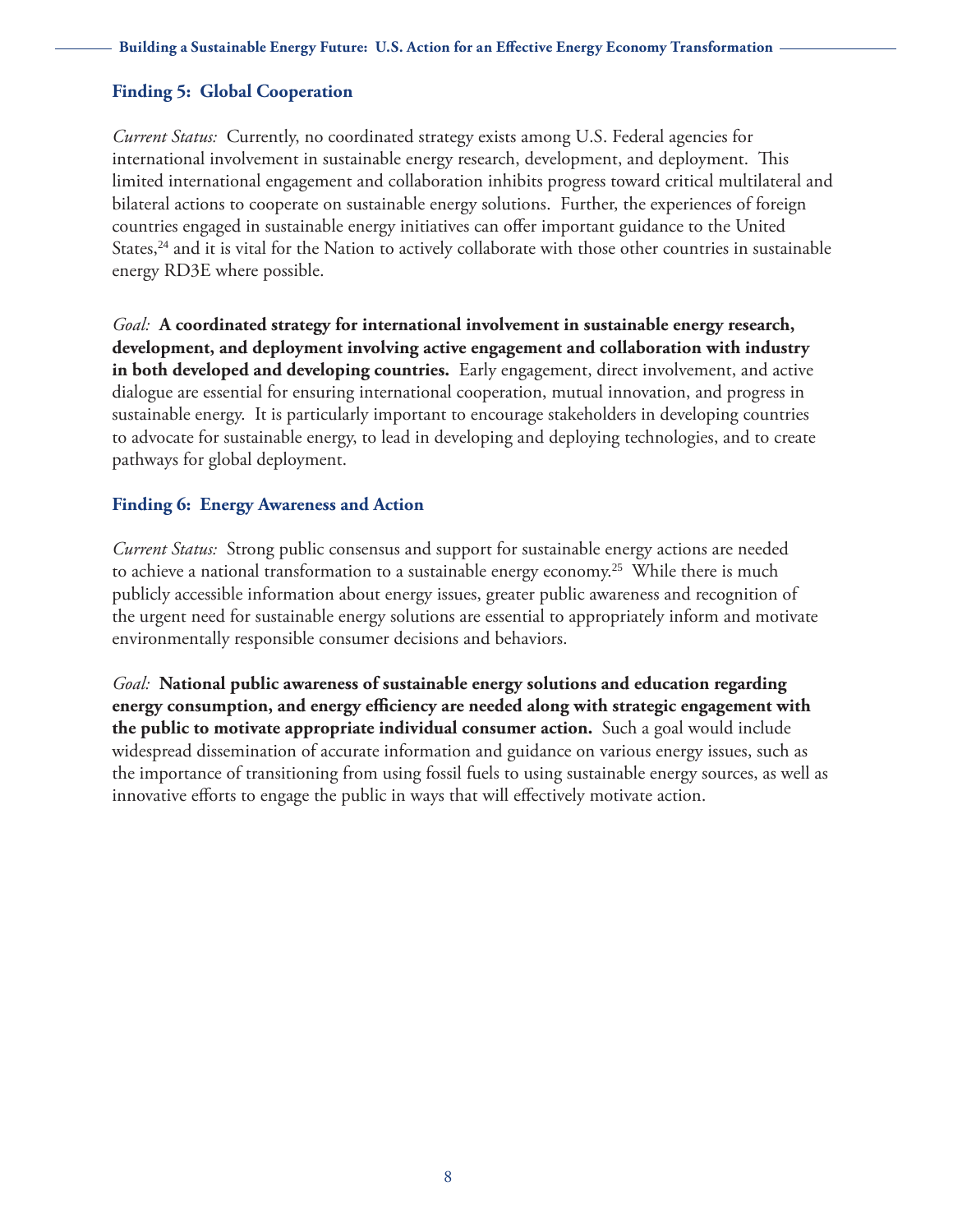### Finding 5: Global Cooperation

*Current Status:* Currently, no coordinated strategy exists among U.S. Federal agencies for international involvement in sustainable energy research, development, and deployment. This limited international engagement and collaboration inhibits progress toward critical multilateral and bilateral actions to cooperate on sustainable energy solutions. Further, the experiences of foreign countries engaged in sustainable energy initiatives can offer important guidance to the United States,[24] and it is vital for the Nation to actively collaborate with those other countries in sustainable energy RD3E where possible.

*Goal:* **A coordinated strategy for international involvement in sustainable energy research, development, and deployment involving active engagement and collaboration with industry in both developed and developing countries.** Early engagement, direct involvement, and active dialogue are essential for ensuring international cooperation, mutual innovation, and progress in sustainable energy. It is particularly important to encourage stakeholders in developing countries to advocate for sustainable energy, to lead in developing and deploying technologies, and to create pathways for global deployment.

### Finding 6: Energy Awareness and Action

*Current Status:* Strong public consensus and support for sustainable energy actions are needed to achieve a national transformation to a sustainable energy economy.[25] While there is much publicly accessible information about energy issues, greater public awareness and recognition of the urgent need for sustainable energy solutions are essential to appropriately inform and motivate environmentally responsible consumer decisions and behaviors.

*Goal:* **National public awareness of sustainable energy solutions and education regarding energy consumption, and energy efficiency are needed along with strategic engagement with the public to motivate appropriate individual consumer action.** Such a goal would include widespread dissemination of accurate information and guidance on various energy issues, such as the importance of transitioning from using fossil fuels to using sustainable energy sources, as well as innovative efforts to engage the public in ways that will effectively motivate action.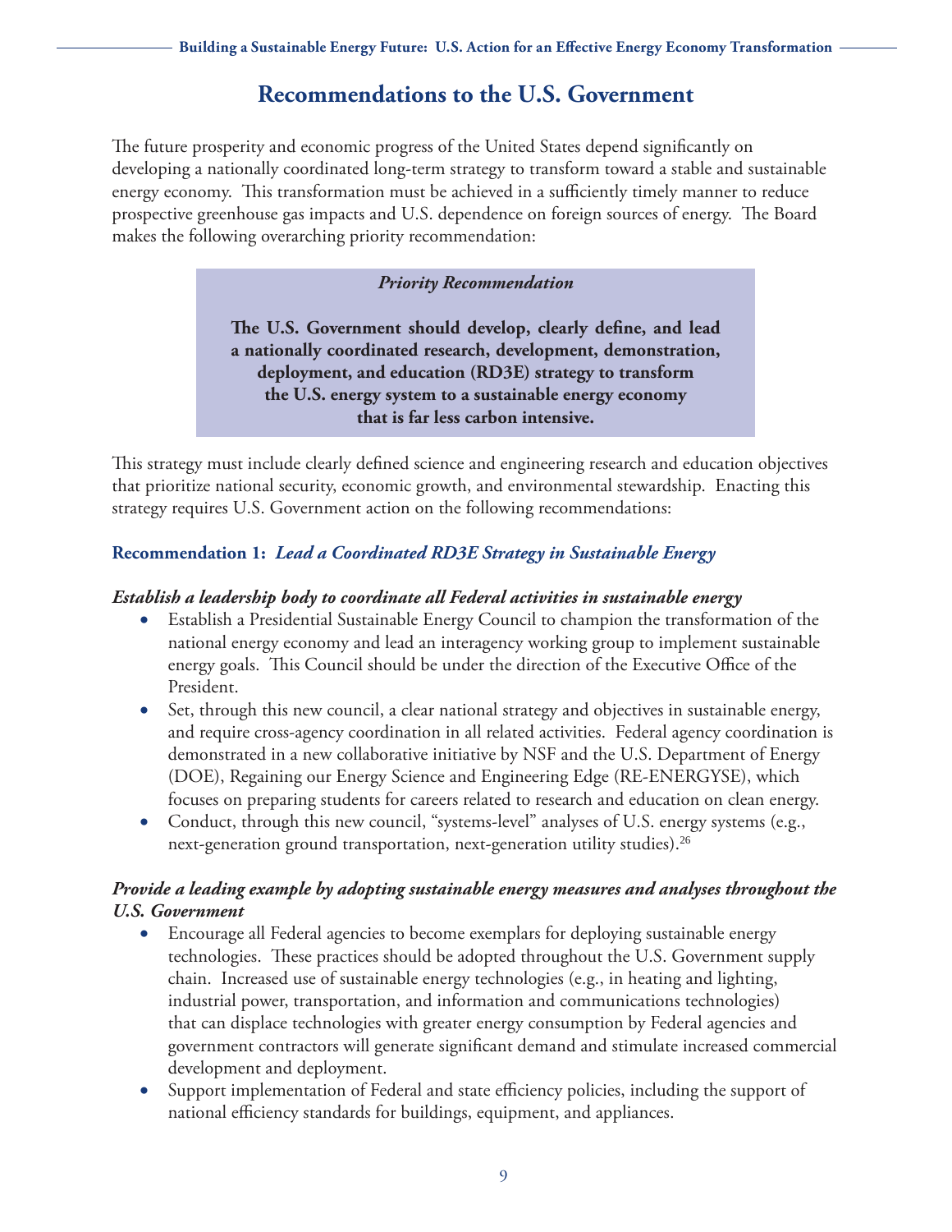## Recommendations to the U.S. Government

The future prosperity and economic progress of the United States depend significantly on developing a nationally coordinated long-term strategy to transform toward a stable and sustainable energy economy. This transformation must be achieved in a sufficiently timely manner to reduce prospective greenhouse gas impacts and U.S. dependence on foreign sources of energy. The Board makes the following overarching priority recommendation:

> ***Priority Recommendation***
>
> **The U.S. Government should develop, clearly define, and lead a nationally coordinated research, development, demonstration, deployment, and education (RD3E) strategy to transform the U.S. energy system to a sustainable energy economy that is far less carbon intensive.**

This strategy must include clearly defined science and engineering research and education objectives that prioritize national security, economic growth, and environmental stewardship. Enacting this strategy requires U.S. Government action on the following recommendations:

### Recommendation 1: *Lead a Coordinated RD3E Strategy in Sustainable Energy*

***Establish a leadership body to coordinate all Federal activities in sustainable energy***

- Establish a Presidential Sustainable Energy Council to champion the transformation of the national energy economy and lead an interagency working group to implement sustainable energy goals. This Council should be under the direction of the Executive Office of the President.
- Set, through this new council, a clear national strategy and objectives in sustainable energy, and require cross-agency coordination in all related activities. Federal agency coordination is demonstrated in a new collaborative initiative by NSF and the U.S. Department of Energy (DOE), Regaining our Energy Science and Engineering Edge (RE-ENERGYSE), which focuses on preparing students for careers related to research and education on clean energy.
- Conduct, through this new council, "systems-level" analyses of U.S. energy systems (e.g., next-generation ground transportation, next-generation utility studies).[26]

***Provide a leading example by adopting sustainable energy measures and analyses throughout the U.S. Government***

- Encourage all Federal agencies to become exemplars for deploying sustainable energy technologies. These practices should be adopted throughout the U.S. Government supply chain. Increased use of sustainable energy technologies (e.g., in heating and lighting, industrial power, transportation, and information and communications technologies) that can displace technologies with greater energy consumption by Federal agencies and government contractors will generate significant demand and stimulate increased commercial development and deployment.
- Support implementation of Federal and state efficiency policies, including the support of national efficiency standards for buildings, equipment, and appliances.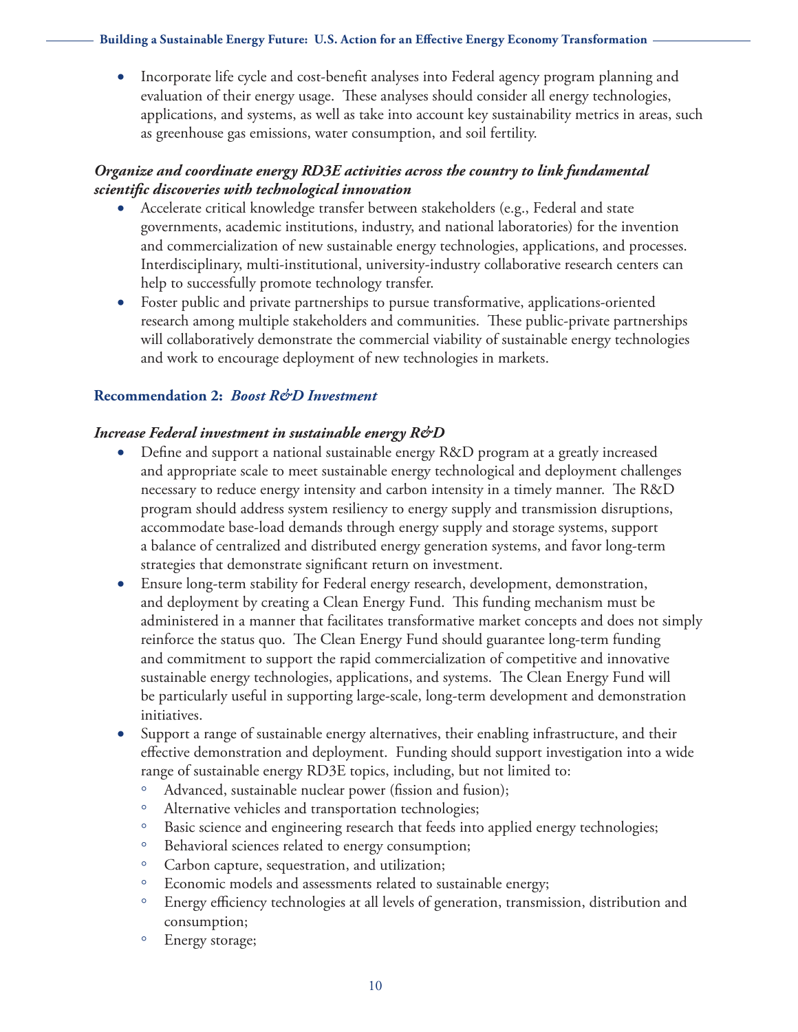- Incorporate life cycle and cost-benefit analyses into Federal agency program planning and evaluation of their energy usage. These analyses should consider all energy technologies, applications, and systems, as well as take into account key sustainability metrics in areas, such as greenhouse gas emissions, water consumption, and soil fertility.

***Organize and coordinate energy RD3E activities across the country to link fundamental scientific discoveries with technological innovation***

- Accelerate critical knowledge transfer between stakeholders (e.g., Federal and state governments, academic institutions, industry, and national laboratories) for the invention and commercialization of new sustainable energy technologies, applications, and processes. Interdisciplinary, multi-institutional, university-industry collaborative research centers can help to successfully promote technology transfer.
- Foster public and private partnerships to pursue transformative, applications-oriented research among multiple stakeholders and communities. These public-private partnerships will collaboratively demonstrate the commercial viability of sustainable energy technologies and work to encourage deployment of new technologies in markets.

### Recommendation 2: *Boost R&D Investment*

***Increase Federal investment in sustainable energy R&D***

- Define and support a national sustainable energy R&D program at a greatly increased and appropriate scale to meet sustainable energy technological and deployment challenges necessary to reduce energy intensity and carbon intensity in a timely manner. The R&D program should address system resiliency to energy supply and transmission disruptions, accommodate base-load demands through energy supply and storage systems, support a balance of centralized and distributed energy generation systems, and favor long-term strategies that demonstrate significant return on investment.
- Ensure long-term stability for Federal energy research, development, demonstration, and deployment by creating a Clean Energy Fund. This funding mechanism must be administered in a manner that facilitates transformative market concepts and does not simply reinforce the status quo. The Clean Energy Fund should guarantee long-term funding and commitment to support the rapid commercialization of competitive and innovative sustainable energy technologies, applications, and systems. The Clean Energy Fund will be particularly useful in supporting large-scale, long-term development and demonstration initiatives.
- Support a range of sustainable energy alternatives, their enabling infrastructure, and their effective demonstration and deployment. Funding should support investigation into a wide range of sustainable energy RD3E topics, including, but not limited to:
  - Advanced, sustainable nuclear power (fission and fusion);
  - Alternative vehicles and transportation technologies;
  - Basic science and engineering research that feeds into applied energy technologies;
  - Behavioral sciences related to energy consumption;
  - Carbon capture, sequestration, and utilization;
  - Economic models and assessments related to sustainable energy;
  - Energy efficiency technologies at all levels of generation, transmission, distribution and consumption;
  - Energy storage;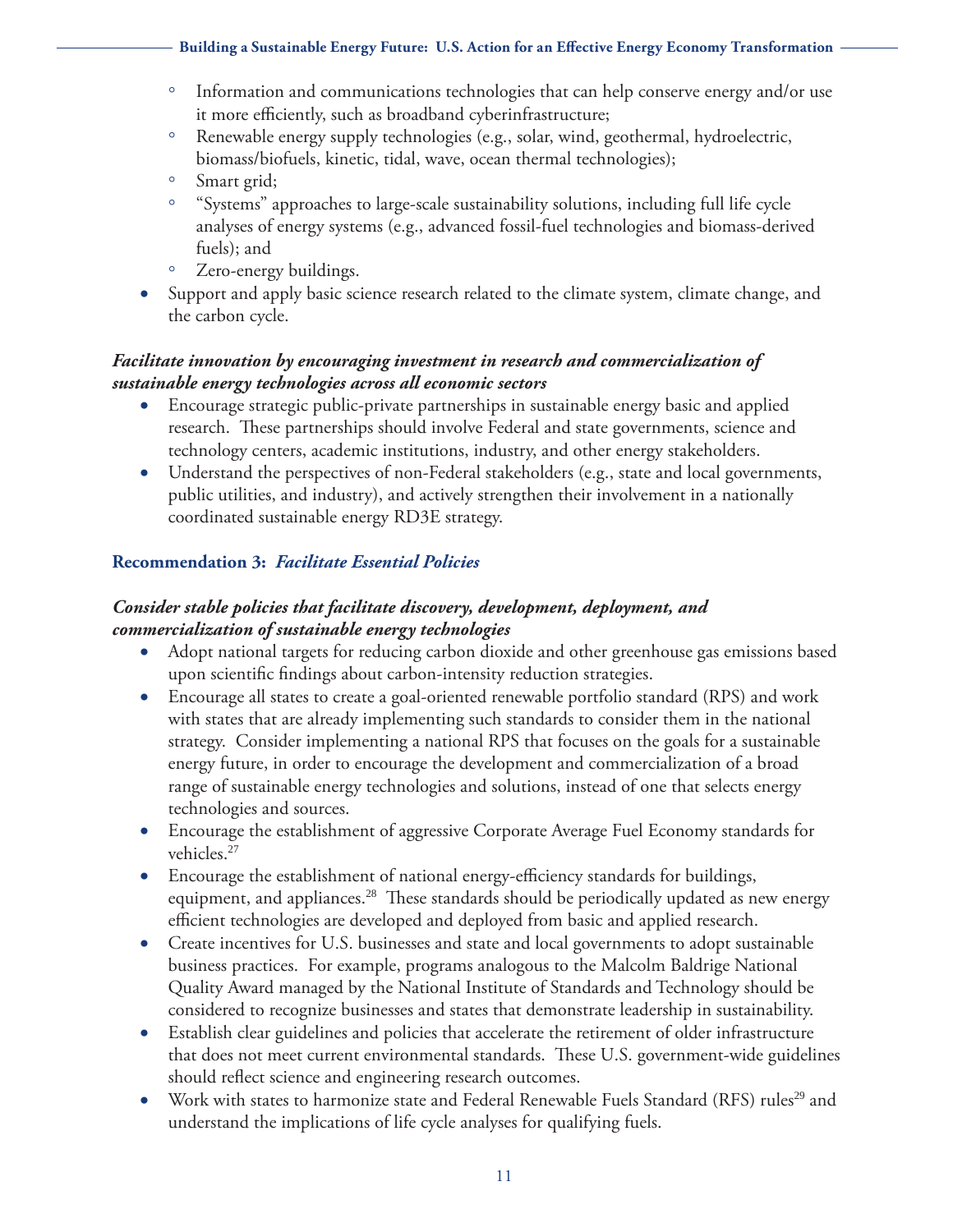- Information and communications technologies that can help conserve energy and/or use it more efficiently, such as broadband cyberinfrastructure;
   - Renewable energy supply technologies (e.g., solar, wind, geothermal, hydroelectric, biomass/biofuels, kinetic, tidal, wave, ocean thermal technologies);
   - Smart grid;
   - "Systems" approaches to large-scale sustainability solutions, including full life cycle analyses of energy systems (e.g., advanced fossil-fuel technologies and biomass-derived fuels); and
   - Zero-energy buildings.
- Support and apply basic science research related to the climate system, climate change, and the carbon cycle.

***Facilitate innovation by encouraging investment in research and commercialization of sustainable energy technologies across all economic sectors***

- Encourage strategic public-private partnerships in sustainable energy basic and applied research. These partnerships should involve Federal and state governments, science and technology centers, academic institutions, industry, and other energy stakeholders.
- Understand the perspectives of non-Federal stakeholders (e.g., state and local governments, public utilities, and industry), and actively strengthen their involvement in a nationally coordinated sustainable energy RD3E strategy.

## Recommendation 3: *Facilitate Essential Policies*

***Consider stable policies that facilitate discovery, development, deployment, and commercialization of sustainable energy technologies***

- Adopt national targets for reducing carbon dioxide and other greenhouse gas emissions based upon scientific findings about carbon-intensity reduction strategies.
- Encourage all states to create a goal-oriented renewable portfolio standard (RPS) and work with states that are already implementing such standards to consider them in the national strategy. Consider implementing a national RPS that focuses on the goals for a sustainable energy future, in order to encourage the development and commercialization of a broad range of sustainable energy technologies and solutions, instead of one that selects energy technologies and sources.
- Encourage the establishment of aggressive Corporate Average Fuel Economy standards for vehicles.[27]
- Encourage the establishment of national energy-efficiency standards for buildings, equipment, and appliances.[28] These standards should be periodically updated as new energy efficient technologies are developed and deployed from basic and applied research.
- Create incentives for U.S. businesses and state and local governments to adopt sustainable business practices. For example, programs analogous to the Malcolm Baldrige National Quality Award managed by the National Institute of Standards and Technology should be considered to recognize businesses and states that demonstrate leadership in sustainability.
- Establish clear guidelines and policies that accelerate the retirement of older infrastructure that does not meet current environmental standards. These U.S. government-wide guidelines should reflect science and engineering research outcomes.
- Work with states to harmonize state and Federal Renewable Fuels Standard (RFS) rules[29] and understand the implications of life cycle analyses for qualifying fuels.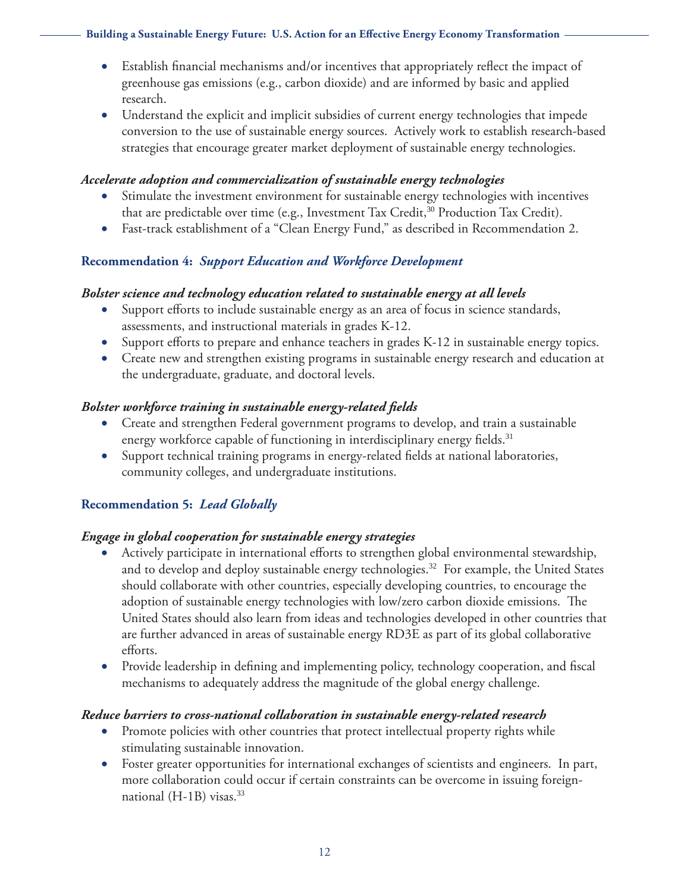- Establish financial mechanisms and/or incentives that appropriately reflect the impact of greenhouse gas emissions (e.g., carbon dioxide) and are informed by basic and applied research.
- Understand the explicit and implicit subsidies of current energy technologies that impede conversion to the use of sustainable energy sources. Actively work to establish research-based strategies that encourage greater market deployment of sustainable energy technologies.

***Accelerate adoption and commercialization of sustainable energy technologies***

- Stimulate the investment environment for sustainable energy technologies with incentives that are predictable over time (e.g., Investment Tax Credit,[30] Production Tax Credit).
- Fast-track establishment of a "Clean Energy Fund," as described in Recommendation 2.

### Recommendation 4: *Support Education and Workforce Development*

***Bolster science and technology education related to sustainable energy at all levels***

- Support efforts to include sustainable energy as an area of focus in science standards, assessments, and instructional materials in grades K-12.
- Support efforts to prepare and enhance teachers in grades K-12 in sustainable energy topics.
- Create new and strengthen existing programs in sustainable energy research and education at the undergraduate, graduate, and doctoral levels.

***Bolster workforce training in sustainable energy-related fields***

- Create and strengthen Federal government programs to develop, and train a sustainable energy workforce capable of functioning in interdisciplinary energy fields.[31]
- Support technical training programs in energy-related fields at national laboratories, community colleges, and undergraduate institutions.

### Recommendation 5: *Lead Globally*

***Engage in global cooperation for sustainable energy strategies***

- Actively participate in international efforts to strengthen global environmental stewardship, and to develop and deploy sustainable energy technologies.[32] For example, the United States should collaborate with other countries, especially developing countries, to encourage the adoption of sustainable energy technologies with low/zero carbon dioxide emissions. The United States should also learn from ideas and technologies developed in other countries that are further advanced in areas of sustainable energy RD3E as part of its global collaborative efforts.
- Provide leadership in defining and implementing policy, technology cooperation, and fiscal mechanisms to adequately address the magnitude of the global energy challenge.

***Reduce barriers to cross-national collaboration in sustainable energy-related research***

- Promote policies with other countries that protect intellectual property rights while stimulating sustainable innovation.
- Foster greater opportunities for international exchanges of scientists and engineers. In part, more collaboration could occur if certain constraints can be overcome in issuing foreign-national (H-1B) visas.[33]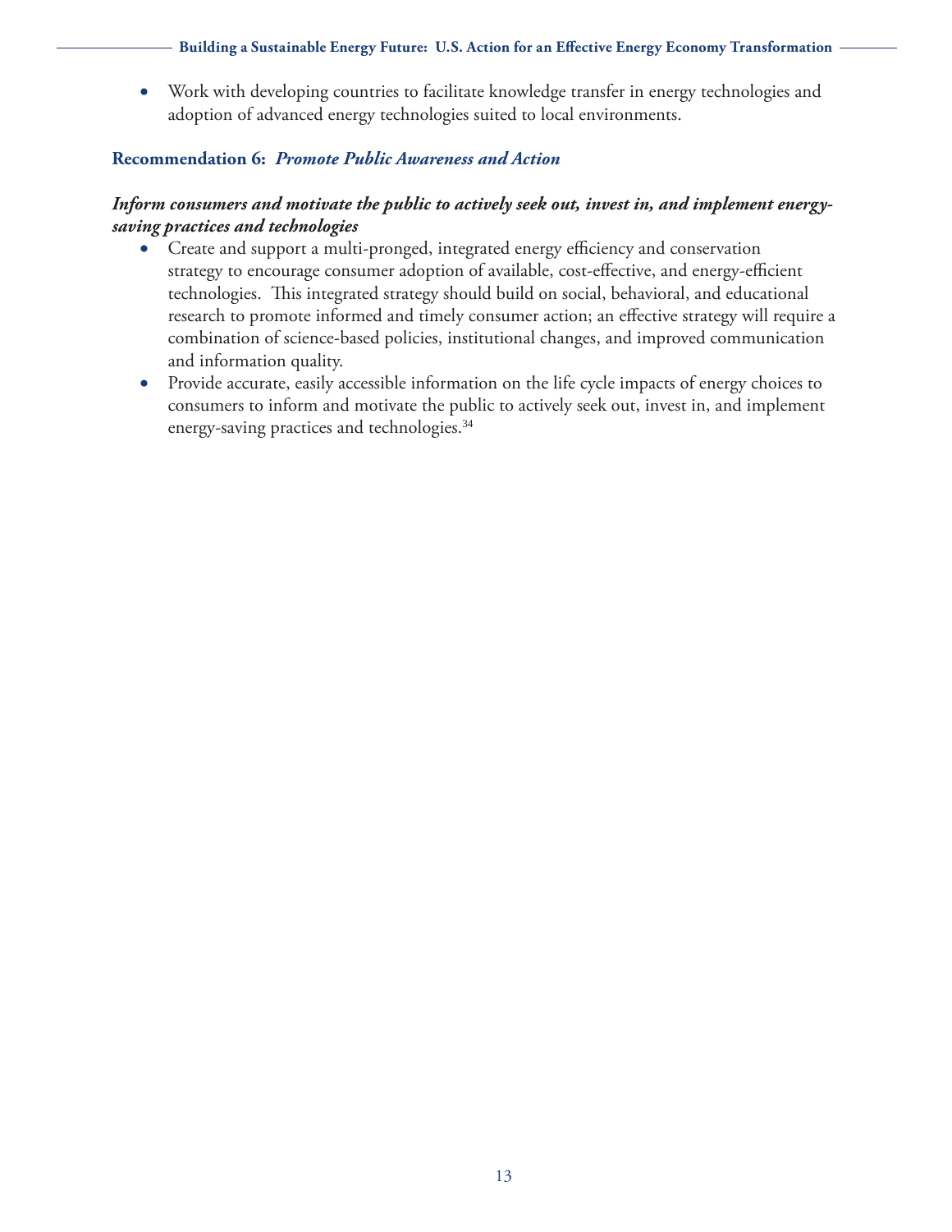- Work with developing countries to facilitate knowledge transfer in energy technologies and adoption of advanced energy technologies suited to local environments.

### Recommendation 6: *Promote Public Awareness and Action*

***Inform consumers and motivate the public to actively seek out, invest in, and implement energy-saving practices and technologies***

- Create and support a multi-pronged, integrated energy efficiency and conservation strategy to encourage consumer adoption of available, cost-effective, and energy-efficient technologies. This integrated strategy should build on social, behavioral, and educational research to promote informed and timely consumer action; an effective strategy will require a combination of science-based policies, institutional changes, and improved communication and information quality.
- Provide accurate, easily accessible information on the life cycle impacts of energy choices to consumers to inform and motivate the public to actively seek out, invest in, and implement energy-saving practices and technologies.[34]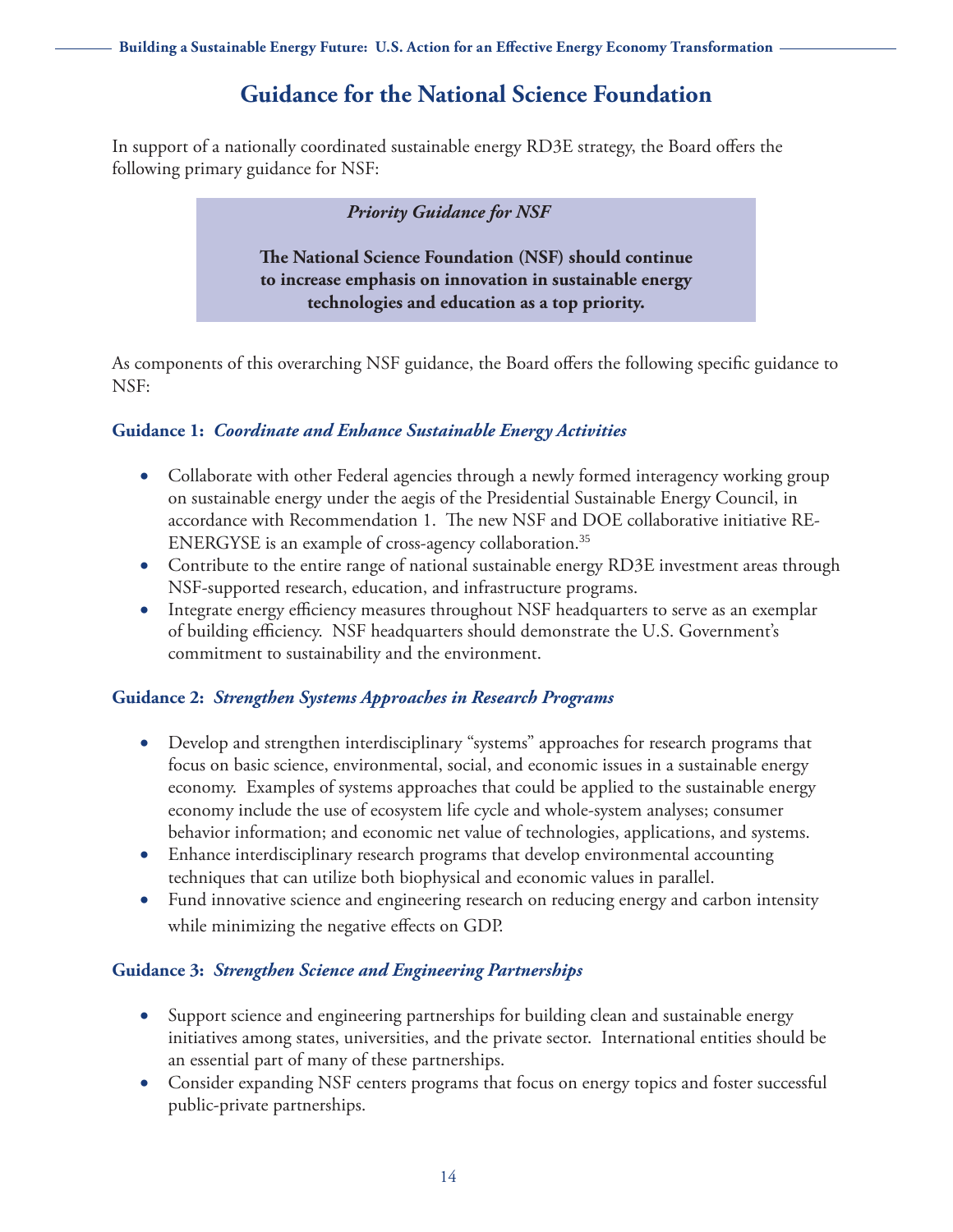## Guidance for the National Science Foundation

In support of a nationally coordinated sustainable energy RD3E strategy, the Board offers the following primary guidance for NSF:

> ***Priority Guidance for NSF***
>
> **The National Science Foundation (NSF) should continue to increase emphasis on innovation in sustainable energy technologies and education as a top priority.**

As components of this overarching NSF guidance, the Board offers the following specific guidance to NSF:

### Guidance 1: *Coordinate and Enhance Sustainable Energy Activities*

- Collaborate with other Federal agencies through a newly formed interagency working group on sustainable energy under the aegis of the Presidential Sustainable Energy Council, in accordance with Recommendation 1. The new NSF and DOE collaborative initiative RE-ENERGYSE is an example of cross-agency collaboration.[35]
- Contribute to the entire range of national sustainable energy RD3E investment areas through NSF-supported research, education, and infrastructure programs.
- Integrate energy efficiency measures throughout NSF headquarters to serve as an exemplar of building efficiency. NSF headquarters should demonstrate the U.S. Government's commitment to sustainability and the environment.

### Guidance 2: *Strengthen Systems Approaches in Research Programs*

- Develop and strengthen interdisciplinary "systems" approaches for research programs that focus on basic science, environmental, social, and economic issues in a sustainable energy economy. Examples of systems approaches that could be applied to the sustainable energy economy include the use of ecosystem life cycle and whole-system analyses; consumer behavior information; and economic net value of technologies, applications, and systems.
- Enhance interdisciplinary research programs that develop environmental accounting techniques that can utilize both biophysical and economic values in parallel.
- Fund innovative science and engineering research on reducing energy and carbon intensity while minimizing the negative effects on GDP.

### Guidance 3: *Strengthen Science and Engineering Partnerships*

- Support science and engineering partnerships for building clean and sustainable energy initiatives among states, universities, and the private sector. International entities should be an essential part of many of these partnerships.
- Consider expanding NSF centers programs that focus on energy topics and foster successful public-private partnerships.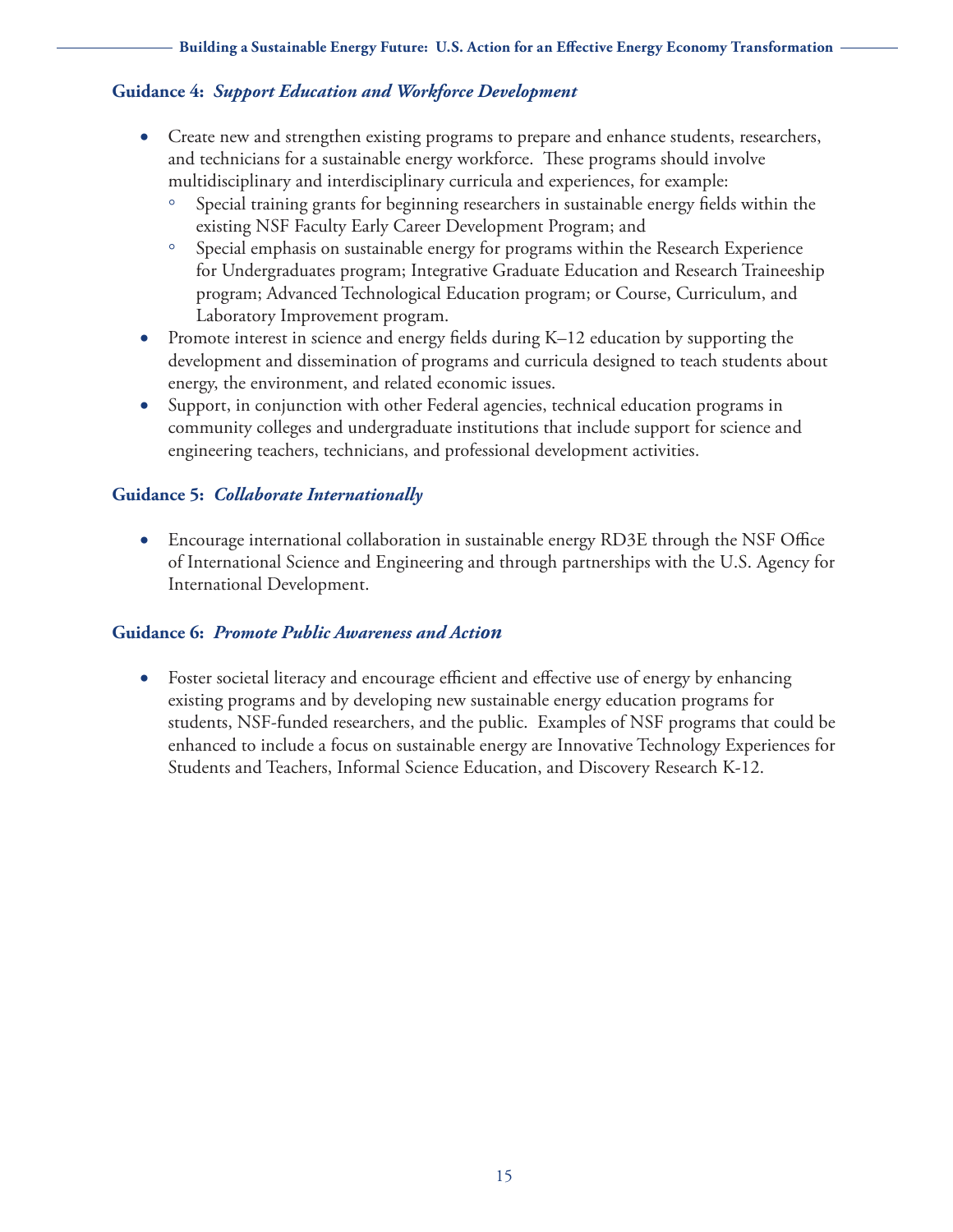### Guidance 4: *Support Education and Workforce Development*

- Create new and strengthen existing programs to prepare and enhance students, researchers, and technicians for a sustainable energy workforce. These programs should involve multidisciplinary and interdisciplinary curricula and experiences, for example:
  - Special training grants for beginning researchers in sustainable energy fields within the existing NSF Faculty Early Career Development Program; and
  - Special emphasis on sustainable energy for programs within the Research Experience for Undergraduates program; Integrative Graduate Education and Research Traineeship program; Advanced Technological Education program; or Course, Curriculum, and Laboratory Improvement program.
- Promote interest in science and energy fields during K–12 education by supporting the development and dissemination of programs and curricula designed to teach students about energy, the environment, and related economic issues.
- Support, in conjunction with other Federal agencies, technical education programs in community colleges and undergraduate institutions that include support for science and engineering teachers, technicians, and professional development activities.

### Guidance 5: *Collaborate Internationally*

- Encourage international collaboration in sustainable energy RD3E through the NSF Office of International Science and Engineering and through partnerships with the U.S. Agency for International Development.

### Guidance 6: *Promote Public Awareness and Action*

- Foster societal literacy and encourage efficient and effective use of energy by enhancing existing programs and by developing new sustainable energy education programs for students, NSF-funded researchers, and the public. Examples of NSF programs that could be enhanced to include a focus on sustainable energy are Innovative Technology Experiences for Students and Teachers, Informal Science Education, and Discovery Research K-12.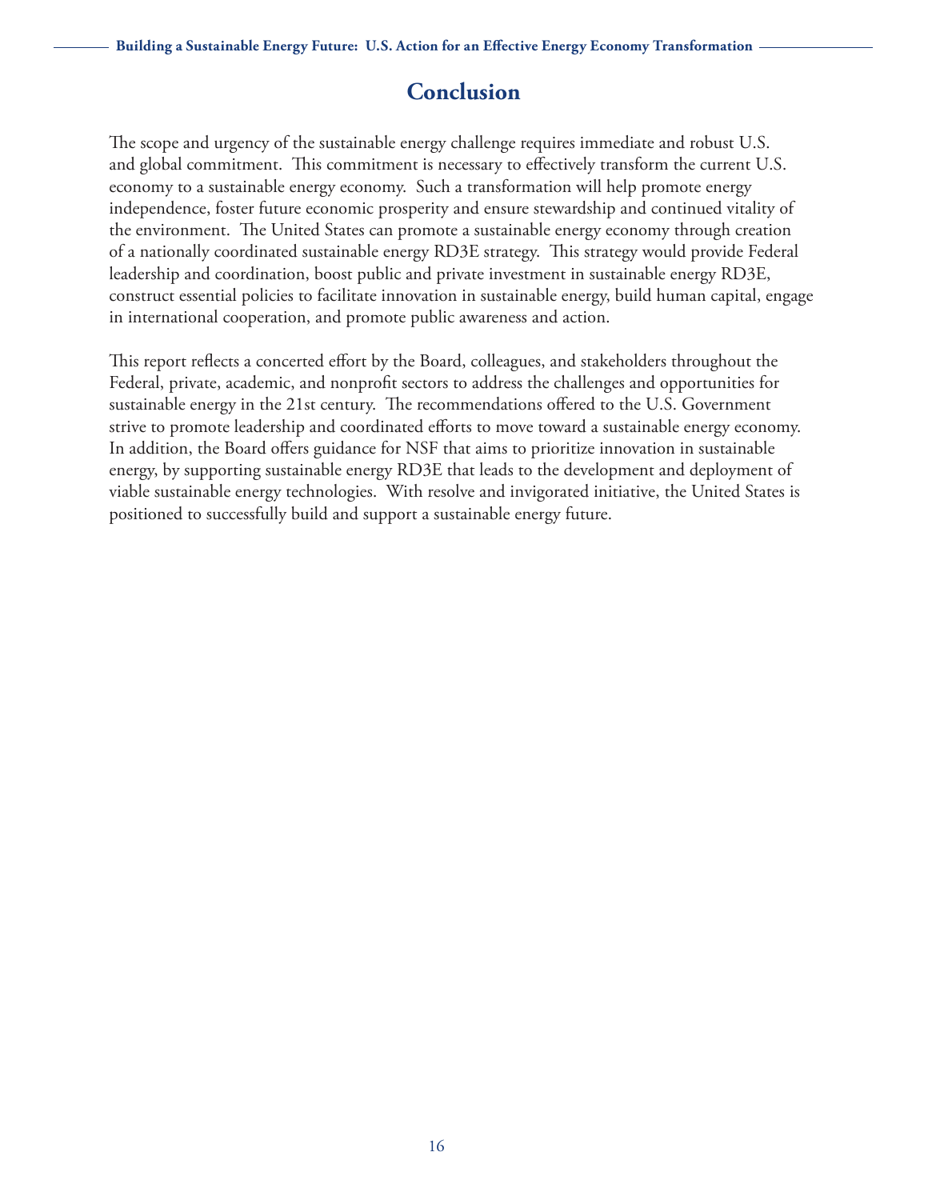# Conclusion

The scope and urgency of the sustainable energy challenge requires immediate and robust U.S. and global commitment. This commitment is necessary to effectively transform the current U.S. economy to a sustainable energy economy. Such a transformation will help promote energy independence, foster future economic prosperity and ensure stewardship and continued vitality of the environment. The United States can promote a sustainable energy economy through creation of a nationally coordinated sustainable energy RD3E strategy. This strategy would provide Federal leadership and coordination, boost public and private investment in sustainable energy RD3E, construct essential policies to facilitate innovation in sustainable energy, build human capital, engage in international cooperation, and promote public awareness and action.

This report reflects a concerted effort by the Board, colleagues, and stakeholders throughout the Federal, private, academic, and nonprofit sectors to address the challenges and opportunities for sustainable energy in the 21st century. The recommendations offered to the U.S. Government strive to promote leadership and coordinated efforts to move toward a sustainable energy economy. In addition, the Board offers guidance for NSF that aims to prioritize innovation in sustainable energy, by supporting sustainable energy RD3E that leads to the development and deployment of viable sustainable energy technologies. With resolve and invigorated initiative, the United States is positioned to successfully build and support a sustainable energy future.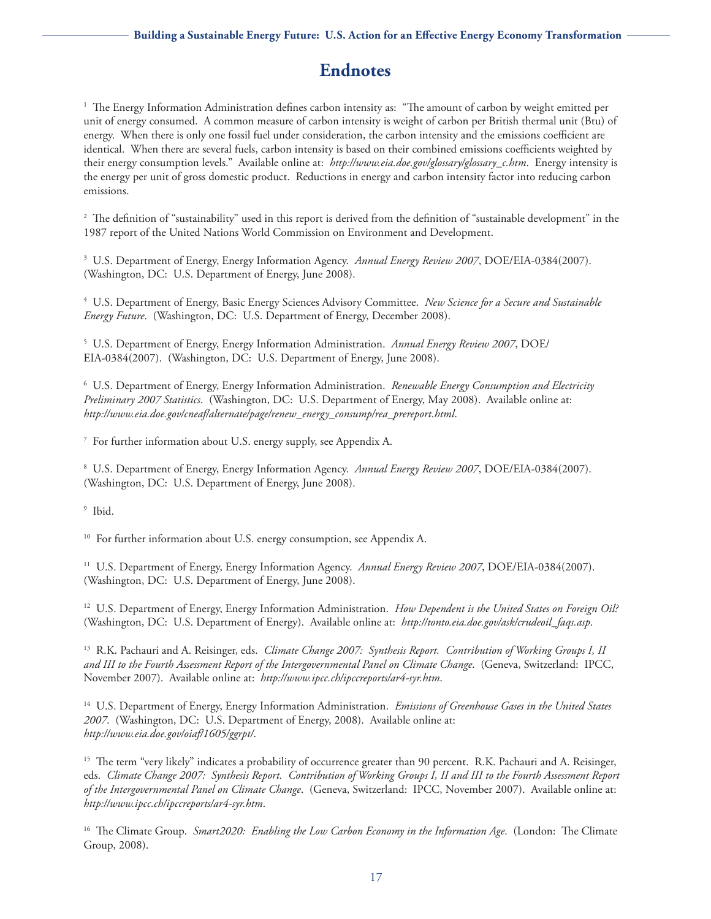# Endnotes

[1] The Energy Information Administration defines carbon intensity as: "The amount of carbon by weight emitted per unit of energy consumed. A common measure of carbon intensity is weight of carbon per British thermal unit (Btu) of energy. When there is only one fossil fuel under consideration, the carbon intensity and the emissions coefficient are identical. When there are several fuels, carbon intensity is based on their combined emissions coefficients weighted by their energy consumption levels." Available online at: *http://www.eia.doe.gov/glossary/glossary_c.htm*. Energy intensity is the energy per unit of gross domestic product. Reductions in energy and carbon intensity factor into reducing carbon emissions.

[2] The definition of "sustainability" used in this report is derived from the definition of "sustainable development" in the 1987 report of the United Nations World Commission on Environment and Development.

[3] U.S. Department of Energy, Energy Information Agency. *Annual Energy Review 2007*, DOE/EIA-0384(2007). (Washington, DC: U.S. Department of Energy, June 2008).

[4] U.S. Department of Energy, Basic Energy Sciences Advisory Committee. *New Science for a Secure and Sustainable Energy Future*. (Washington, DC: U.S. Department of Energy, December 2008).

[5] U.S. Department of Energy, Energy Information Administration. *Annual Energy Review 2007*, DOE/EIA-0384(2007). (Washington, DC: U.S. Department of Energy, June 2008).

[6] U.S. Department of Energy, Energy Information Administration. *Renewable Energy Consumption and Electricity Preliminary 2007 Statistics*. (Washington, DC: U.S. Department of Energy, May 2008). Available online at: *http://www.eia.doe.gov/cneaf/alternate/page/renew_energy_consump/rea_prereport.html*.

[7] For further information about U.S. energy supply, see Appendix A.

[8] U.S. Department of Energy, Energy Information Agency. *Annual Energy Review 2007*, DOE/EIA-0384(2007). (Washington, DC: U.S. Department of Energy, June 2008).

[9] Ibid.

[10] For further information about U.S. energy consumption, see Appendix A.

[11] U.S. Department of Energy, Energy Information Agency. *Annual Energy Review 2007*, DOE/EIA-0384(2007). (Washington, DC: U.S. Department of Energy, June 2008).

[12] U.S. Department of Energy, Energy Information Administration. *How Dependent is the United States on Foreign Oil?* (Washington, DC: U.S. Department of Energy). Available online at: *http://tonto.eia.doe.gov/ask/crudeoil_faqs.asp*.

[13] R.K. Pachauri and A. Reisinger, eds. *Climate Change 2007: Synthesis Report. Contribution of Working Groups I, II and III to the Fourth Assessment Report of the Intergovernmental Panel on Climate Change*. (Geneva, Switzerland: IPCC, November 2007). Available online at: *http://www.ipcc.ch/ipccreports/ar4-syr.htm*.

[14] U.S. Department of Energy, Energy Information Administration. *Emissions of Greenhouse Gases in the United States 2007*. (Washington, DC: U.S. Department of Energy, 2008). Available online at: *http://www.eia.doe.gov/oiaf/1605/ggrpt/*.

[15] The term "very likely" indicates a probability of occurrence greater than 90 percent. R.K. Pachauri and A. Reisinger, eds. *Climate Change 2007: Synthesis Report. Contribution of Working Groups I, II and III to the Fourth Assessment Report of the Intergovernmental Panel on Climate Change*. (Geneva, Switzerland: IPCC, November 2007). Available online at: *http://www.ipcc.ch/ipccreports/ar4-syr.htm*.

[16] The Climate Group. *Smart2020: Enabling the Low Carbon Economy in the Information Age*. (London: The Climate Group, 2008).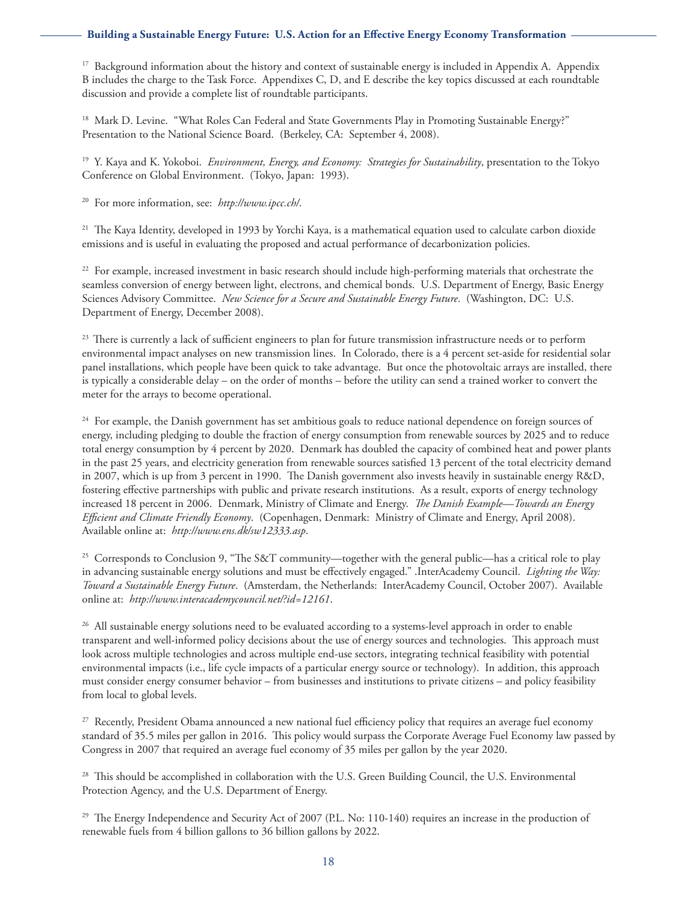[17] Background information about the history and context of sustainable energy is included in Appendix A. Appendix B includes the charge to the Task Force. Appendixes C, D, and E describe the key topics discussed at each roundtable discussion and provide a complete list of roundtable participants.

[18] Mark D. Levine. "What Roles Can Federal and State Governments Play in Promoting Sustainable Energy?" Presentation to the National Science Board. (Berkeley, CA: September 4, 2008).

[19] Y. Kaya and K. Yokoboi. *Environment, Energy, and Economy: Strategies for Sustainability*, presentation to the Tokyo Conference on Global Environment. (Tokyo, Japan: 1993).

[20] For more information, see: *http://www.ipcc.ch/*.

[21] The Kaya Identity, developed in 1993 by Yorchi Kaya, is a mathematical equation used to calculate carbon dioxide emissions and is useful in evaluating the proposed and actual performance of decarbonization policies.

[22] For example, increased investment in basic research should include high-performing materials that orchestrate the seamless conversion of energy between light, electrons, and chemical bonds. U.S. Department of Energy, Basic Energy Sciences Advisory Committee. *New Science for a Secure and Sustainable Energy Future*. (Washington, DC: U.S. Department of Energy, December 2008).

[23] There is currently a lack of sufficient engineers to plan for future transmission infrastructure needs or to perform environmental impact analyses on new transmission lines. In Colorado, there is a 4 percent set-aside for residential solar panel installations, which people have been quick to take advantage. But once the photovoltaic arrays are installed, there is typically a considerable delay – on the order of months – before the utility can send a trained worker to convert the meter for the arrays to become operational.

[24] For example, the Danish government has set ambitious goals to reduce national dependence on foreign sources of energy, including pledging to double the fraction of energy consumption from renewable sources by 2025 and to reduce total energy consumption by 4 percent by 2020. Denmark has doubled the capacity of combined heat and power plants in the past 25 years, and electricity generation from renewable sources satisfied 13 percent of the total electricity demand in 2007, which is up from 3 percent in 1990. The Danish government also invests heavily in sustainable energy R&D, fostering effective partnerships with public and private research institutions. As a result, exports of energy technology increased 18 percent in 2006. Denmark, Ministry of Climate and Energy. *The Danish Example—Towards an Energy Efficient and Climate Friendly Economy*. (Copenhagen, Denmark: Ministry of Climate and Energy, April 2008). Available online at: *http://www.ens.dk/sw12333.asp*.

[25] Corresponds to Conclusion 9, "The S&T community—together with the general public—has a critical role to play in advancing sustainable energy solutions and must be effectively engaged." .InterAcademy Council. *Lighting the Way: Toward a Sustainable Energy Future*. (Amsterdam, the Netherlands: InterAcademy Council, October 2007). Available online at: *http://www.interacademycouncil.net/?id=12161*.

[26] All sustainable energy solutions need to be evaluated according to a systems-level approach in order to enable transparent and well-informed policy decisions about the use of energy sources and technologies. This approach must look across multiple technologies and across multiple end-use sectors, integrating technical feasibility with potential environmental impacts (i.e., life cycle impacts of a particular energy source or technology). In addition, this approach must consider energy consumer behavior – from businesses and institutions to private citizens – and policy feasibility from local to global levels.

[27] Recently, President Obama announced a new national fuel efficiency policy that requires an average fuel economy standard of 35.5 miles per gallon in 2016. This policy would surpass the Corporate Average Fuel Economy law passed by Congress in 2007 that required an average fuel economy of 35 miles per gallon by the year 2020.

[28] This should be accomplished in collaboration with the U.S. Green Building Council, the U.S. Environmental Protection Agency, and the U.S. Department of Energy.

[29] The Energy Independence and Security Act of 2007 (P.L. No: 110-140) requires an increase in the production of renewable fuels from 4 billion gallons to 36 billion gallons by 2022.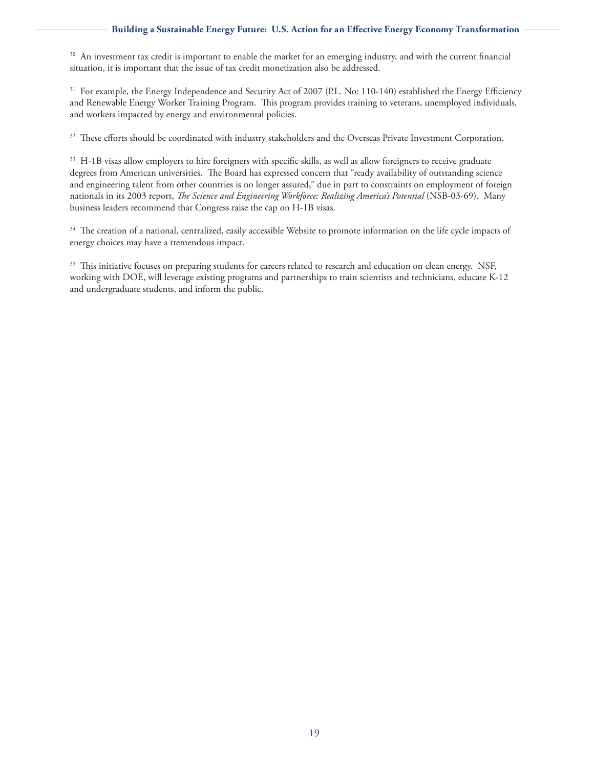[30] An investment tax credit is important to enable the market for an emerging industry, and with the current financial situation, it is important that the issue of tax credit monetization also be addressed.

[31] For example, the Energy Independence and Security Act of 2007 (P.L. No: 110-140) established the Energy Efficiency and Renewable Energy Worker Training Program. This program provides training to veterans, unemployed individuals, and workers impacted by energy and environmental policies.

[32] These efforts should be coordinated with industry stakeholders and the Overseas Private Investment Corporation.

[33] H-1B visas allow employers to hire foreigners with specific skills, as well as allow foreigners to receive graduate degrees from American universities. The Board has expressed concern that "ready availability of outstanding science and engineering talent from other countries is no longer assured," due in part to constraints on employment of foreign nationals in its 2003 report, *The Science and Engineering Workforce: Realizing America's Potential* (NSB-03-69). Many business leaders recommend that Congress raise the cap on H-1B visas.

[34] The creation of a national, centralized, easily accessible Website to promote information on the life cycle impacts of energy choices may have a tremendous impact.

[35] This initiative focuses on preparing students for careers related to research and education on clean energy. NSF, working with DOE, will leverage existing programs and partnerships to train scientists and technicians, educate K-12 and undergraduate students, and inform the public.